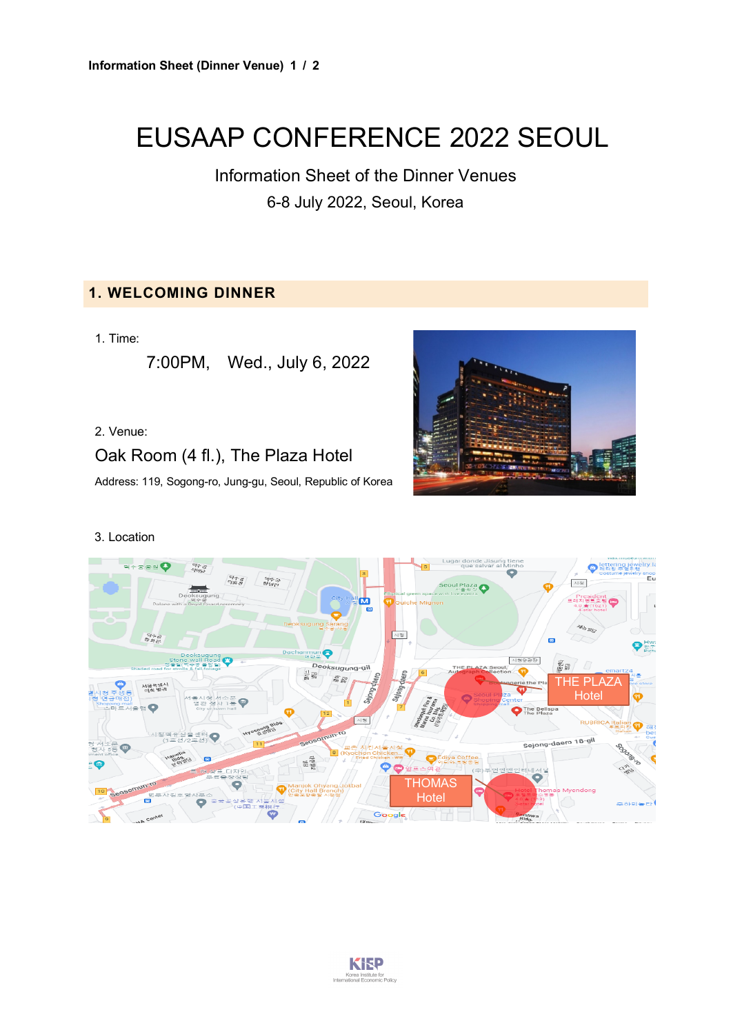# EUSAAP CONFERENCE 2022 SEOUL

Information Sheet of the Dinner Venues

6-8 July 2022, Seoul, Korea

## 1. WELCOMING DINNER

1. Time:

   7:00PM, Wed., July 6, 2022

2. Venue:

   Oak Room (4 fl.), The Plaza Hotel

   Address: 119, Sogong-ro, Jung-gu, Seoul, Republic of Korea

3. Location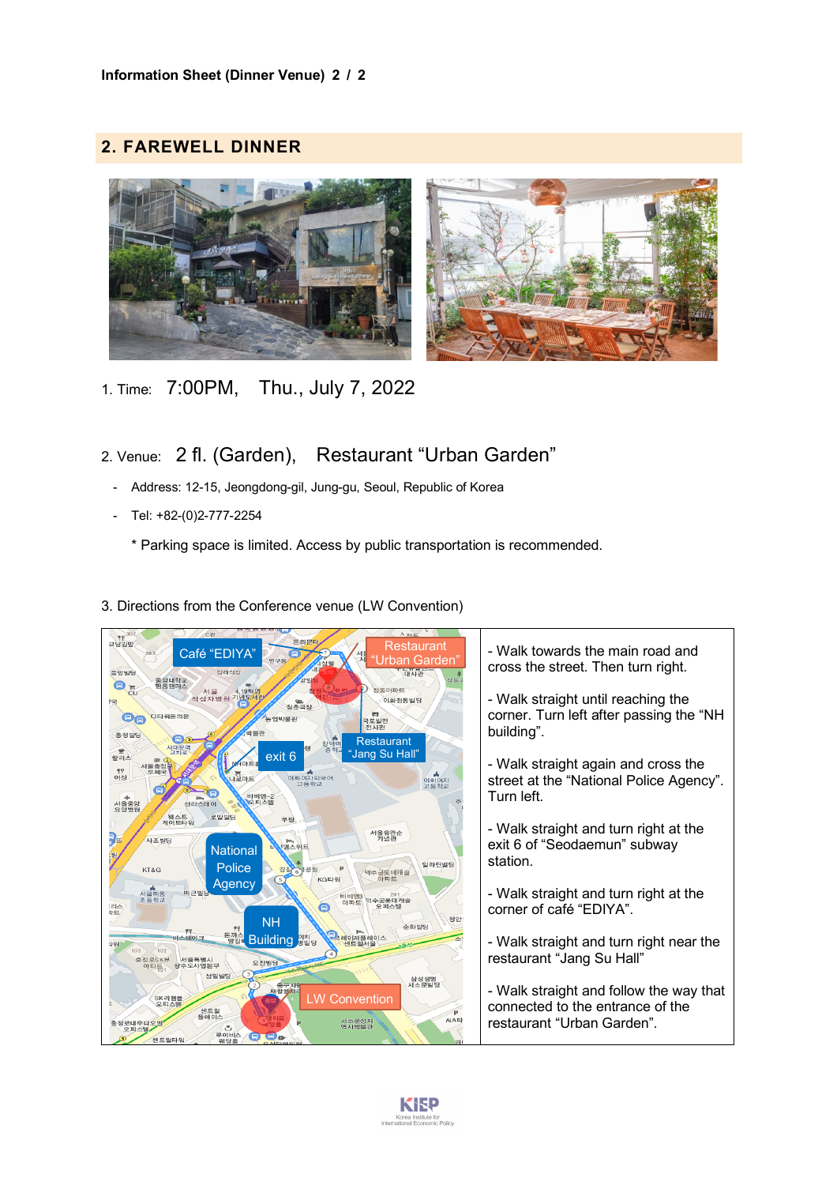## 2. FAREWELL DINNER

1. Time: 7:00PM, Thu., July 7, 2022

2. Venue: 2 fl. (Garden), Restaurant "Urban Garden"

- Address: 12-15, Jeongdong-gil, Jung-gu, Seoul, Republic of Korea
- Tel: +82-(0)2-777-2254

\* Parking space is limited. Access by public transportation is recommended.

3. Directions from the Conference venue (LW Convention)

- Walk towards the main road and cross the street. Then turn right.
- Walk straight until reaching the corner. Turn left after passing the "NH building".
- Walk straight again and cross the street at the "National Police Agency". Turn left.
- Walk straight and turn right at the exit 6 of "Seodaemun" subway station.
- Walk straight and turn right at the corner of café "EDIYA".
- Walk straight and turn right near the restaurant "Jang Su Hall"
- Walk straight and follow the way that connected to the entrance of the restaurant "Urban Garden".